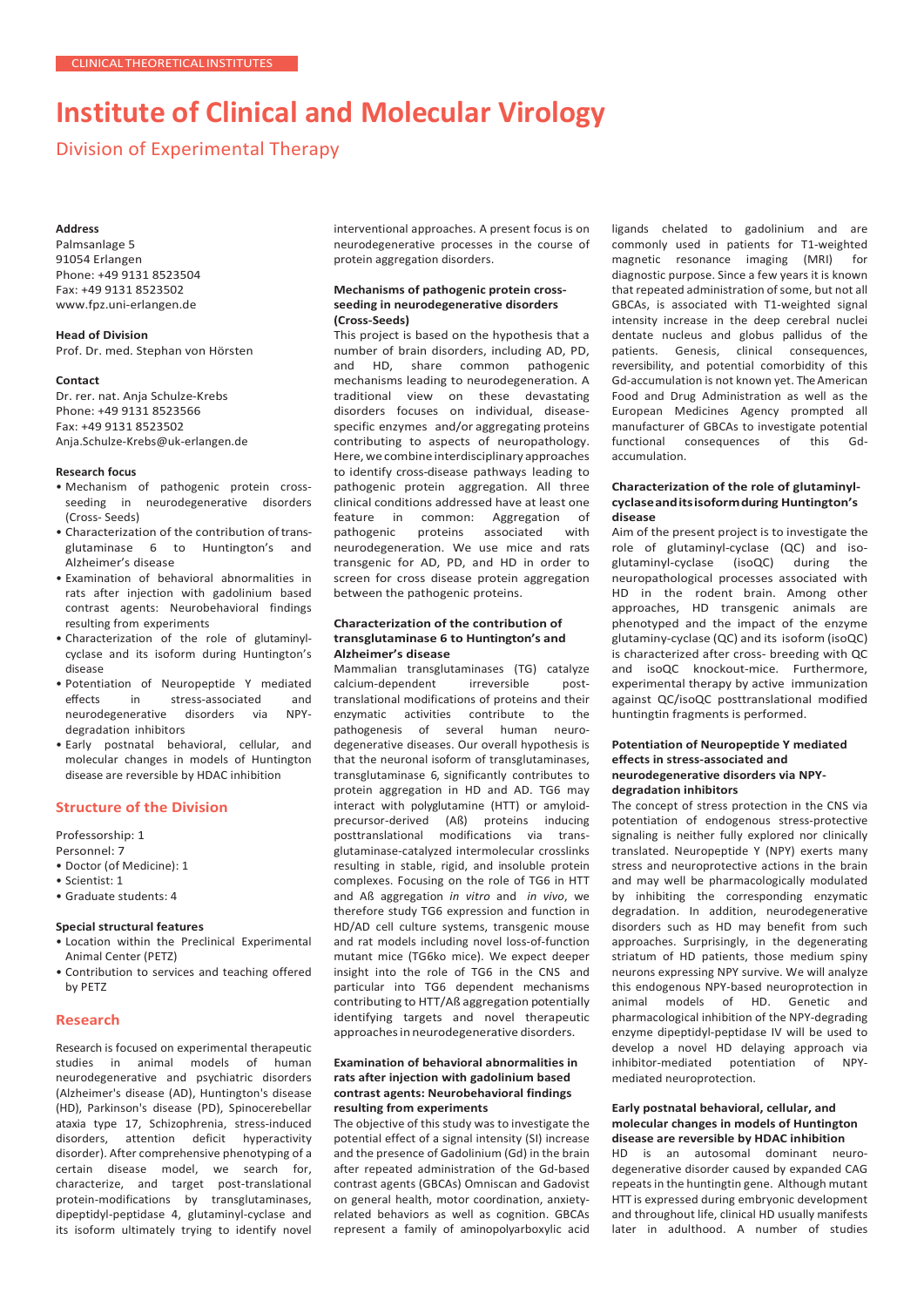# Institute of Clinical and Molecular Virology

## Division of Experimental Therapy

**Address**
Palmsanlage 5
91054 Erlangen
Phone: +49 9131 8523504
Fax: +49 9131 8523502
www.fpz.uni-erlangen.de

**Head of Division**
Prof. Dr. med. Stephan von Hörsten

**Contact**
Dr. rer. nat. Anja Schulze-Krebs
Phone: +49 9131 8523566
Fax: +49 9131 8523502
Anja.Schulze-Krebs@uk-erlangen.de

**Research focus**

- Mechanism of pathogenic protein cross-seeding in neurodegenerative disorders (Cross- Seeds)
- Characterization of the contribution of trans-glutaminase 6 to Huntington's and Alzheimer's disease
- Examination of behavioral abnormalities in rats after injection with gadolinium based contrast agents: Neurobehavioral findings resulting from experiments
- Characterization of the role of glutaminyl-cyclase and its isoform during Huntington's disease
- Potentiation of Neuropeptide Y mediated effects in stress-associated and neurodegenerative disorders via NPY-degradation inhibitors
- Early postnatal behavioral, cellular, and molecular changes in models of Huntington disease are reversible by HDAC inhibition

## Structure of the Division

Professorship: 1
Personnel: 7

- Doctor (of Medicine): 1
- Scientist: 1
- Graduate students: 4

**Special structural features**

- Location within the Preclinical Experimental Animal Center (PETZ)
- Contribution to services and teaching offered by PETZ

## Research

Research is focused on experimental therapeutic studies in animal models of human neurodegenerative and psychiatric disorders (Alzheimer's disease (AD), Huntington's disease (HD), Parkinson's disease (PD), Spinocerebellar ataxia type 17, Schizophrenia, stress-induced disorders, attention deficit hyperactivity disorder). After comprehensive phenotyping of a certain disease model, we search for, characterize, and target post-translational protein-modifications by transglutaminases, dipeptidyl-peptidase 4, glutaminyl-cyclase and its isoform ultimately trying to identify novel interventional approaches. A present focus is on neurodegenerative processes in the course of protein aggregation disorders.

### Mechanisms of pathogenic protein cross-seeding in neurodegenerative disorders (Cross-Seeds)

This project is based on the hypothesis that a number of brain disorders, including AD, PD, and HD, share common pathogenic mechanisms leading to neurodegeneration. A traditional view on these devastating disorders focuses on individual, disease-specific enzymes and/or aggregating proteins contributing to aspects of neuropathology. Here, we combine interdisciplinary approaches to identify cross-disease pathways leading to pathogenic protein aggregation. All three clinical conditions addressed have at least one feature in common: Aggregation of pathogenic proteins associated with neurodegeneration. We use mice and rats transgenic for AD, PD, and HD in order to screen for cross disease protein aggregation between the pathogenic proteins.

### Characterization of the contribution of transglutaminase 6 to Huntington's and Alzheimer's disease

Mammalian transglutaminases (TG) catalyze calcium-dependent irreversible post-translational modifications of proteins and their enzymatic activities contribute to the pathogenesis of several human neuro-degenerative diseases. Our overall hypothesis is that the neuronal isoform of transglutaminases, transglutaminase 6, significantly contributes to protein aggregation in HD and AD. TG6 may interact with polyglutamine (HTT) or amyloid-precursor-derived (Aß) proteins inducing posttranslational modifications via trans-glutaminase-catalyzed intermolecular crosslinks resulting in stable, rigid, and insoluble protein complexes. Focusing on the role of TG6 in HTT and Aß aggregation *in vitro* and *in vivo*, we therefore study TG6 expression and function in HD/AD cell culture systems, transgenic mouse and rat models including novel loss-of-function mutant mice (TG6ko mice). We expect deeper insight into the role of TG6 in the CNS and particular into TG6 dependent mechanisms contributing to HTT/Aß aggregation potentially identifying targets and novel therapeutic approaches in neurodegenerative disorders.

### Examination of behavioral abnormalities in rats after injection with gadolinium based contrast agents: Neurobehavioral findings resulting from experiments

The objective of this study was to investigate the potential effect of a signal intensity (SI) increase and the presence of Gadolinium (Gd) in the brain after repeated administration of the Gd-based contrast agents (GBCAs) Omniscan and Gadovist on general health, motor coordination, anxiety-related behaviors as well as cognition. GBCAs represent a family of aminopolyarboxylic acid ligands chelated to gadolinium and are commonly used in patients for T1-weighted magnetic resonance imaging (MRI) for diagnostic purpose. Since a few years it is known that repeated administration of some, but not all GBCAs, is associated with T1-weighted signal intensity increase in the deep cerebral nuclei dentate nucleus and globus pallidus of the patients. Genesis, clinical consequences, reversibility, and potential comorbidity of this Gd-accumulation is not known yet. The American Food and Drug Administration as well as the European Medicines Agency prompted all manufacturer of GBCAs to investigate potential functional consequences of this Gd-accumulation.

### Characterization of the role of glutaminyl-cyclase and its isoform during Huntington's disease

Aim of the present project is to investigate the role of glutaminyl-cyclase (QC) and iso-glutaminyl-cyclase (isoQC) during the neuropathological processes associated with HD in the rodent brain. Among other approaches, HD transgenic animals are phenotyped and the impact of the enzyme glutaminy-cyclase (QC) and its isoform (isoQC) is characterized after cross- breeding with QC and isoQC knockout-mice. Furthermore, experimental therapy by active immunization against QC/isoQC posttranslational modified huntingtin fragments is performed.

### Potentiation of Neuropeptide Y mediated effects in stress-associated and neurodegenerative disorders via NPY-degradation inhibitors

The concept of stress protection in the CNS via potentiation of endogenous stress-protective signaling is neither fully explored nor clinically translated. Neuropeptide Y (NPY) exerts many stress and neuroprotective actions in the brain and may well be pharmacologically modulated by inhibiting the corresponding enzymatic degradation. In addition, neurodegenerative disorders such as HD may benefit from such approaches. Surprisingly, in the degenerating striatum of HD patients, those medium spiny neurons expressing NPY survive. We will analyze this endogenous NPY-based neuroprotection in animal models of HD. Genetic and pharmacological inhibition of the NPY-degrading enzyme dipeptidyl-peptidase IV will be used to develop a novel HD delaying approach via inhibitor-mediated potentiation of NPY-mediated neuroprotection.

### Early postnatal behavioral, cellular, and molecular changes in models of Huntington disease are reversible by HDAC inhibition

HD is an autosomal dominant neuro-degenerative disorder caused by expanded CAG repeats in the huntingtin gene. Although mutant HTT is expressed during embryonic development and throughout life, clinical HD usually manifests later in adulthood. A number of studies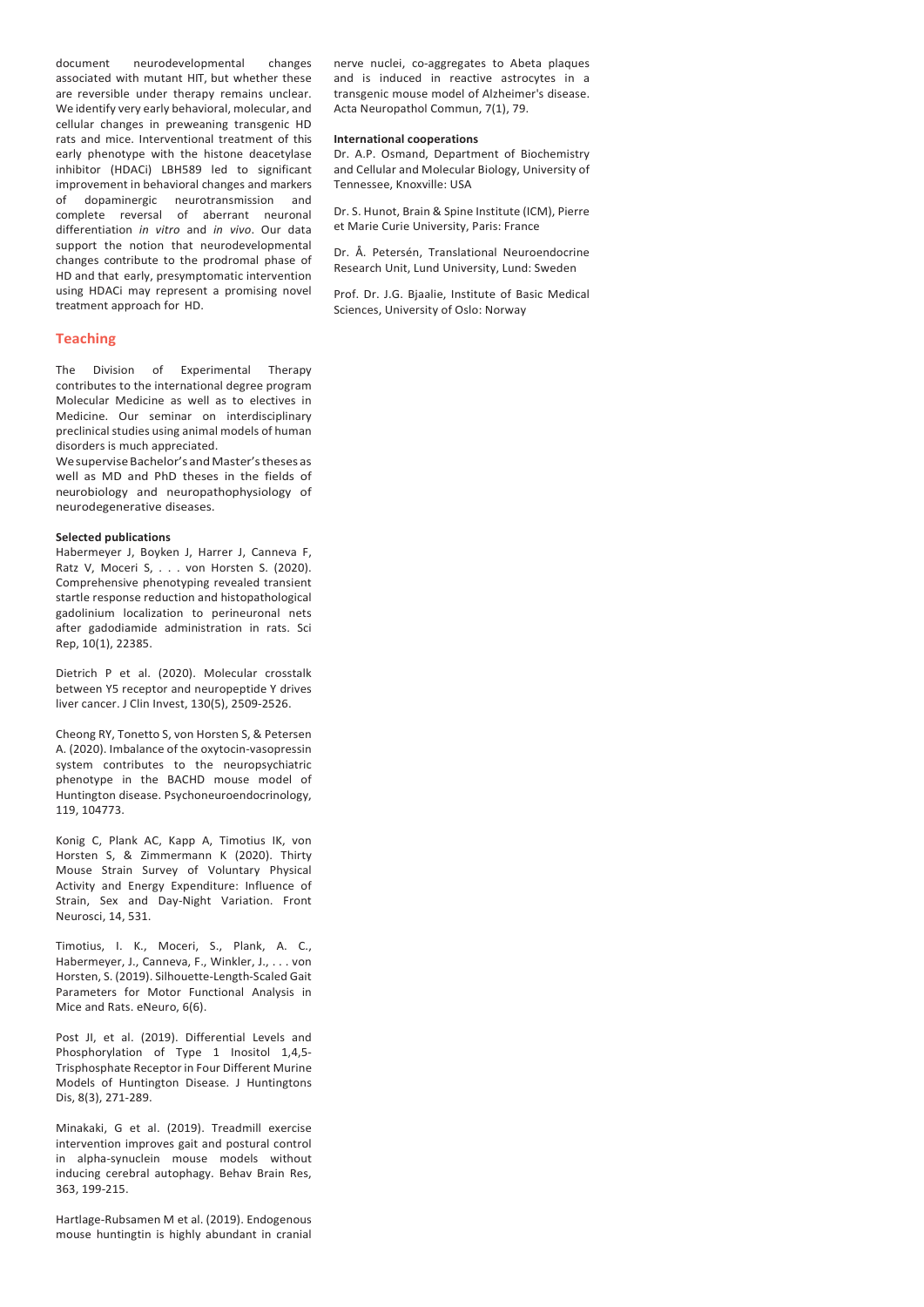document neurodevelopmental changes associated with mutant HIT, but whether these are reversible under therapy remains unclear. We identify very early behavioral, molecular, and cellular changes in preweaning transgenic HD rats and mice. Interventional treatment of this early phenotype with the histone deacetylase inhibitor (HDACi) LBH589 led to significant improvement in behavioral changes and markers of dopaminergic neurotransmission and complete reversal of aberrant neuronal differentiation *in vitro* and *in vivo*. Our data support the notion that neurodevelopmental changes contribute to the prodromal phase of HD and that early, presymptomatic intervention using HDACi may represent a promising novel treatment approach for HD.

## Teaching

The Division of Experimental Therapy contributes to the international degree program Molecular Medicine as well as to electives in Medicine. Our seminar on interdisciplinary preclinical studies using animal models of human disorders is much appreciated.

We supervise Bachelor's and Master's theses as well as MD and PhD theses in the fields of neurobiology and neuropathophysiology of neurodegenerative diseases.

**Selected publications**

Habermeyer J, Boyken J, Harrer J, Canneva F, Ratz V, Moceri S, . . . von Horsten S. (2020). Comprehensive phenotyping revealed transient startle response reduction and histopathological gadolinium localization to perineuronal nets after gadodiamide administration in rats. Sci Rep, 10(1), 22385.

Dietrich P et al. (2020). Molecular crosstalk between Y5 receptor and neuropeptide Y drives liver cancer. J Clin Invest, 130(5), 2509-2526.

Cheong RY, Tonetto S, von Horsten S, & Petersen A. (2020). Imbalance of the oxytocin-vasopressin system contributes to the neuropsychiatric phenotype in the BACHD mouse model of Huntington disease. Psychoneuroendocrinology, 119, 104773.

Konig C, Plank AC, Kapp A, Timotius IK, von Horsten S, & Zimmermann K (2020). Thirty Mouse Strain Survey of Voluntary Physical Activity and Energy Expenditure: Influence of Strain, Sex and Day-Night Variation. Front Neurosci, 14, 531.

Timotius, I. K., Moceri, S., Plank, A. C., Habermeyer, J., Canneva, F., Winkler, J., . . . von Horsten, S. (2019). Silhouette-Length-Scaled Gait Parameters for Motor Functional Analysis in Mice and Rats. eNeuro, 6(6).

Post JI, et al. (2019). Differential Levels and Phosphorylation of Type 1 Inositol 1,4,5-Trisphosphate Receptor in Four Different Murine Models of Huntington Disease. J Huntingtons Dis, 8(3), 271-289.

Minakaki, G et al. (2019). Treadmill exercise intervention improves gait and postural control in alpha-synuclein mouse models without inducing cerebral autophagy. Behav Brain Res, 363, 199-215.

Hartlage-Rubsamen M et al. (2019). Endogenous mouse huntingtin is highly abundant in cranial nerve nuclei, co-aggregates to Abeta plaques and is induced in reactive astrocytes in a transgenic mouse model of Alzheimer's disease. Acta Neuropathol Commun, 7(1), 79.

**International cooperations**

Dr. A.P. Osmand, Department of Biochemistry and Cellular and Molecular Biology, University of Tennessee, Knoxville: USA

Dr. S. Hunot, Brain & Spine Institute (ICM), Pierre et Marie Curie University, Paris: France

Dr. Å. Petersén, Translational Neuroendocrine Research Unit, Lund University, Lund: Sweden

Prof. Dr. J.G. Bjaalie, Institute of Basic Medical Sciences, University of Oslo: Norway